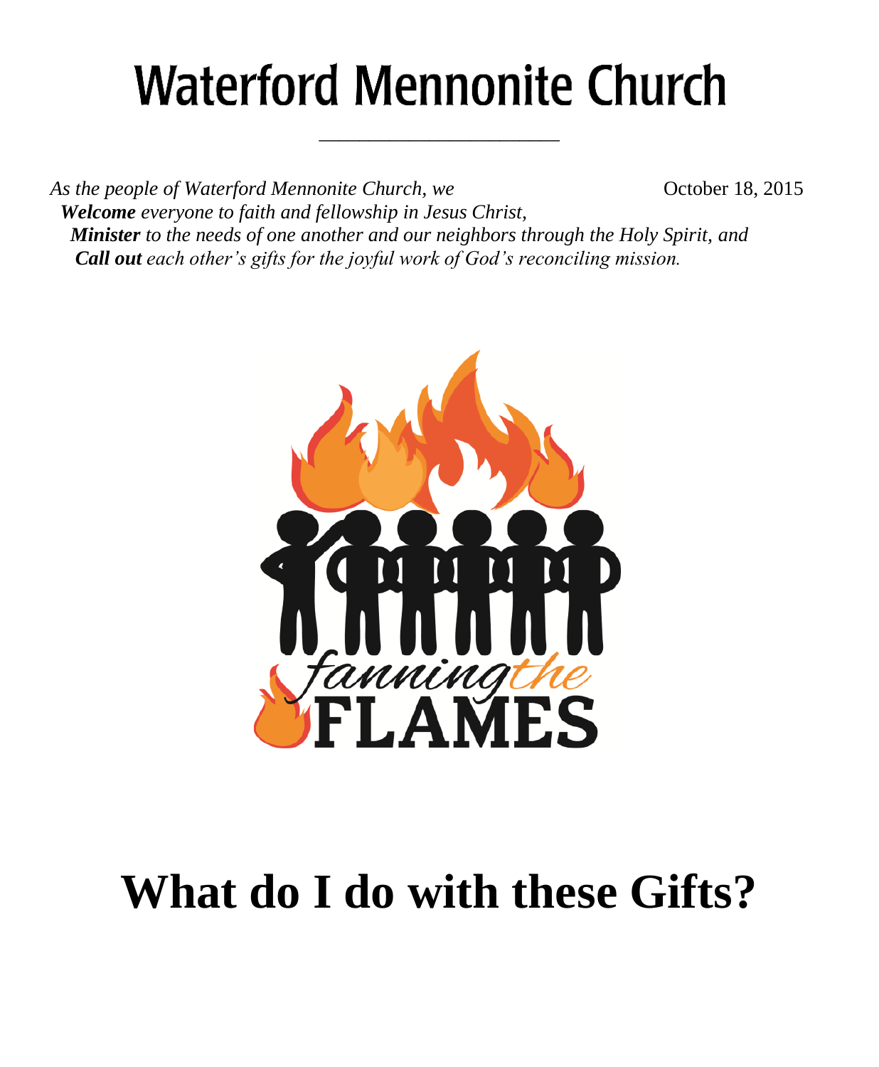# Waterford Mennonite Church

October 18, 2015

*As the people of Waterford Mennonite Church, we*
***Welcome*** *everyone to faith and fellowship in Jesus Christ,*
***Minister*** *to the needs of one another and our neighbors through the Holy Spirit, and*
***Call out*** *each other's gifts for the joyful work of God's reconciling mission.*

fanning the FLAMES

# What do I do with these Gifts?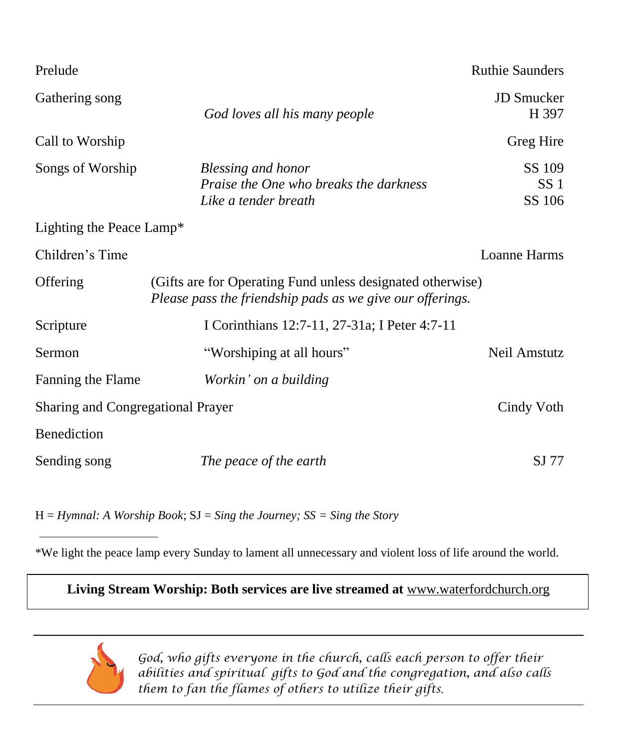| | | |
|---|---|---|
| Prelude | | Ruthie Saunders |
| Gathering song | *God loves all his many people* | JD Smucker<br>H 397 |
| Call to Worship | | Greg Hire |
| Songs of Worship | *Blessing and honor*<br>*Praise the One who breaks the darkness*<br>*Like a tender breath* | SS 109<br>SS 1<br>SS 106 |
| Lighting the Peace Lamp* | | |
| Children's Time | | Loanne Harms |
| Offering | (Gifts are for Operating Fund unless designated otherwise)<br>*Please pass the friendship pads as we give our offerings.* | |
| Scripture | I Corinthians 12:7-11, 27-31a; I Peter 4:7-11 | |
| Sermon | "Worshiping at all hours" | Neil Amstutz |
| Fanning the Flame | *Workin' on a building* | |
| Sharing and Congregational Prayer | | Cindy Voth |
| Benediction | | |
| Sending song | *The peace of the earth* | SJ 77 |

H = *Hymnal: A Worship Book*; SJ = *Sing the Journey; SS = Sing the Story*

---

*We light the peace lamp every Sunday to lament all unnecessary and violent loss of life around the world.

**Living Stream Worship: Both services are live streamed at** www.waterfordchurch.org

---

*God, who gifts everyone in the church, calls each person to offer their abilities and spiritual gifts to God and the congregation, and also calls them to fan the flames of others to utilize their gifts.*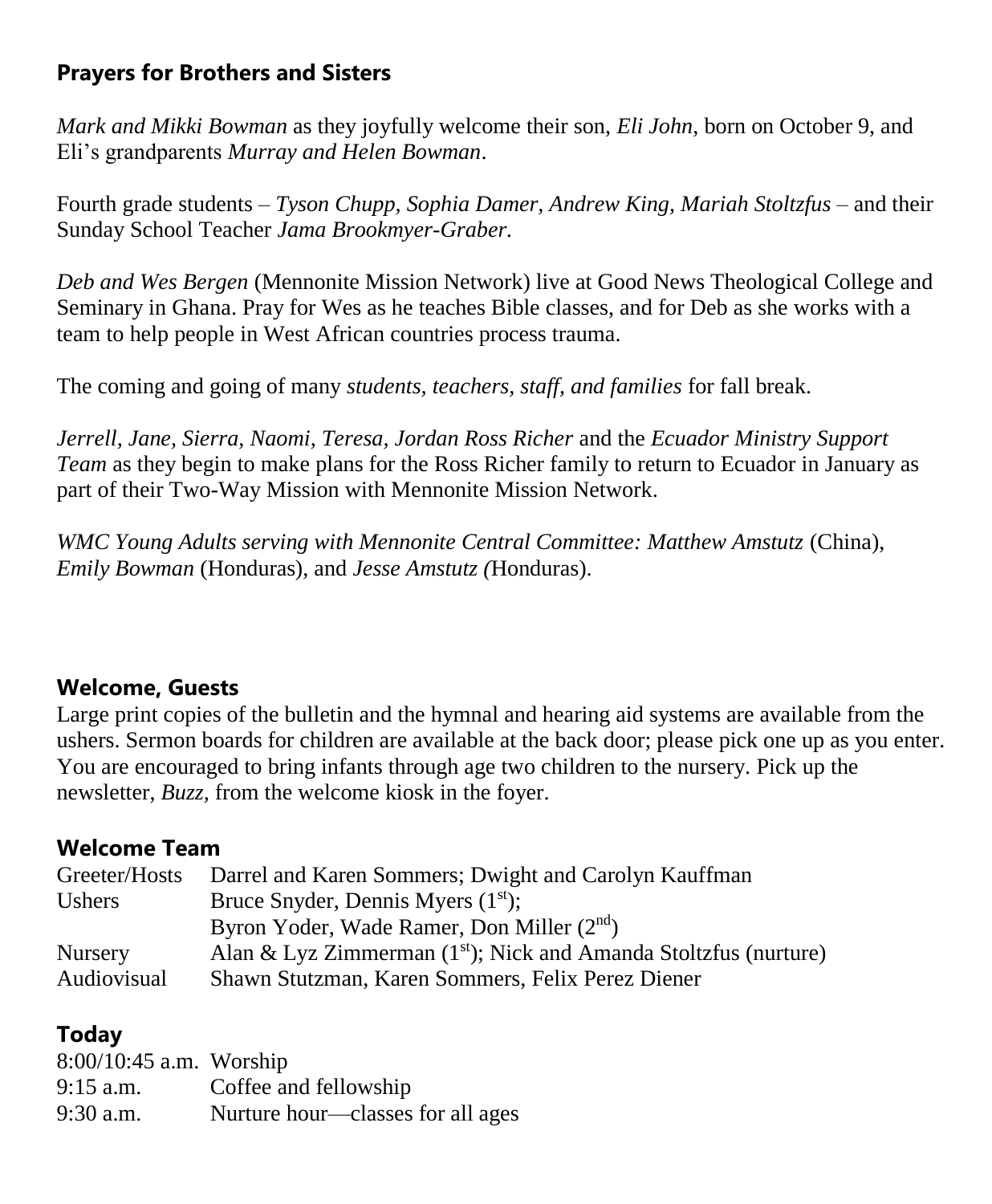## Prayers for Brothers and Sisters

*Mark and Mikki Bowman* as they joyfully welcome their son, *Eli John*, born on October 9, and Eli's grandparents *Murray and Helen Bowman*.

Fourth grade students – *Tyson Chupp, Sophia Damer, Andrew King, Mariah Stoltzfus* – and their Sunday School Teacher *Jama Brookmyer-Graber.*

*Deb and Wes Bergen* (Mennonite Mission Network) live at Good News Theological College and Seminary in Ghana. Pray for Wes as he teaches Bible classes, and for Deb as she works with a team to help people in West African countries process trauma.

The coming and going of many *students, teachers, staff, and families* for fall break.

*Jerrell, Jane, Sierra, Naomi, Teresa, Jordan Ross Richer* and the *Ecuador Ministry Support Team* as they begin to make plans for the Ross Richer family to return to Ecuador in January as part of their Two-Way Mission with Mennonite Mission Network.

*WMC Young Adults serving with Mennonite Central Committee: Matthew Amstutz* (China), *Emily Bowman* (Honduras), and *Jesse Amstutz (*Honduras).

## Welcome, Guests

Large print copies of the bulletin and the hymnal and hearing aid systems are available from the ushers. Sermon boards for children are available at the back door; please pick one up as you enter. You are encouraged to bring infants through age two children to the nursery. Pick up the newsletter, *Buzz,* from the welcome kiosk in the foyer.

## Welcome Team

| | |
|---|---|
| Greeter/Hosts | Darrel and Karen Sommers; Dwight and Carolyn Kauffman |
| Ushers | Bruce Snyder, Dennis Myers (1st); Byron Yoder, Wade Ramer, Don Miller (2nd) |
| Nursery | Alan & Lyz Zimmerman (1st); Nick and Amanda Stoltzfus (nurture) |
| Audiovisual | Shawn Stutzman, Karen Sommers, Felix Perez Diener |

## Today

| | |
|---|---|
| 8:00/10:45 a.m. | Worship |
| 9:15 a.m. | Coffee and fellowship |
| 9:30 a.m. | Nurture hour—classes for all ages |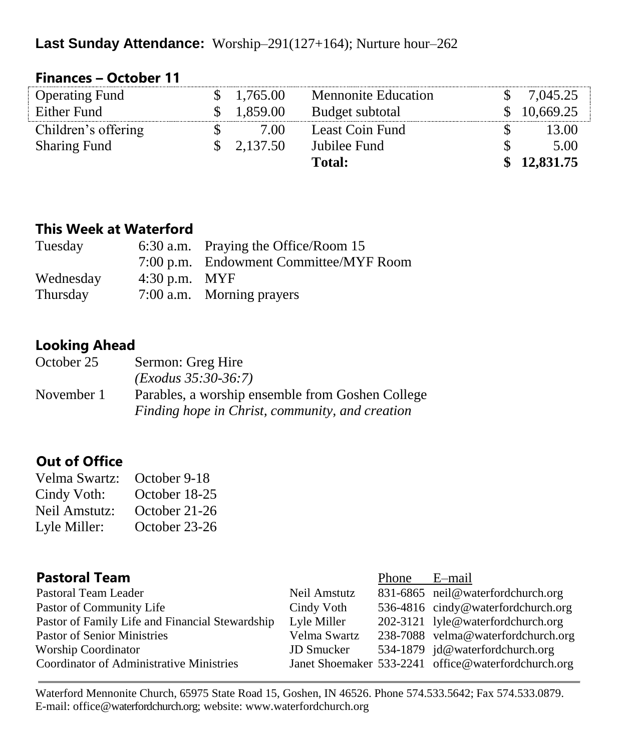**Last Sunday Attendance:** Worship–291(127+164); Nurture hour–262

### Finances – October 11

| | | | |
|---|---|---|---|
| Operating Fund | $ 1,765.00 | Mennonite Education | $ 7,045.25 |
| Either Fund | $ 1,859.00 | Budget subtotal | $ 10,669.25 |
| Children's offering | $ 7.00 | Least Coin Fund | $ 13.00 |
| Sharing Fund | $ 2,137.50 | Jubilee Fund | $ 5.00 |
| | | **Total:** | **$ 12,831.75** |

### This Week at Waterford

| | | |
|---|---|---|
| Tuesday | 6:30 a.m. | Praying the Office/Room 15 |
| | 7:00 p.m. | Endowment Committee/MYF Room |
| Wednesday | 4:30 p.m. | MYF |
| Thursday | 7:00 a.m. | Morning prayers |

### Looking Ahead

| | |
|---|---|
| October 25 | Sermon: Greg Hire<br>*(Exodus 35:30-36:7)* |
| November 1 | Parables, a worship ensemble from Goshen College<br>*Finding hope in Christ, community, and creation* |

### Out of Office

| | |
|---|---|
| Velma Swartz: | October 9-18 |
| Cindy Voth: | October 18-25 |
| Neil Amstutz: | October 21-26 |
| Lyle Miller: | October 23-26 |

### Pastoral Team

| | | Phone | E–mail |
|---|---|---|---|
| Pastoral Team Leader | Neil Amstutz | 831-6865 | neil@waterfordchurch.org |
| Pastor of Community Life | Cindy Voth | 536-4816 | cindy@waterfordchurch.org |
| Pastor of Family Life and Financial Stewardship | Lyle Miller | 202-3121 | lyle@waterfordchurch.org |
| Pastor of Senior Ministries | Velma Swartz | 238-7088 | velma@waterfordchurch.org |
| Worship Coordinator | JD Smucker | 534-1879 | jd@waterfordchurch.org |
| Coordinator of Administrative Ministries | Janet Shoemaker | 533-2241 | office@waterfordchurch.org |

---

Waterford Mennonite Church, 65975 State Road 15, Goshen, IN 46526. Phone 574.533.5642; Fax 574.533.0879. E-mail: office@waterfordchurch.org; website: www.waterfordchurch.org